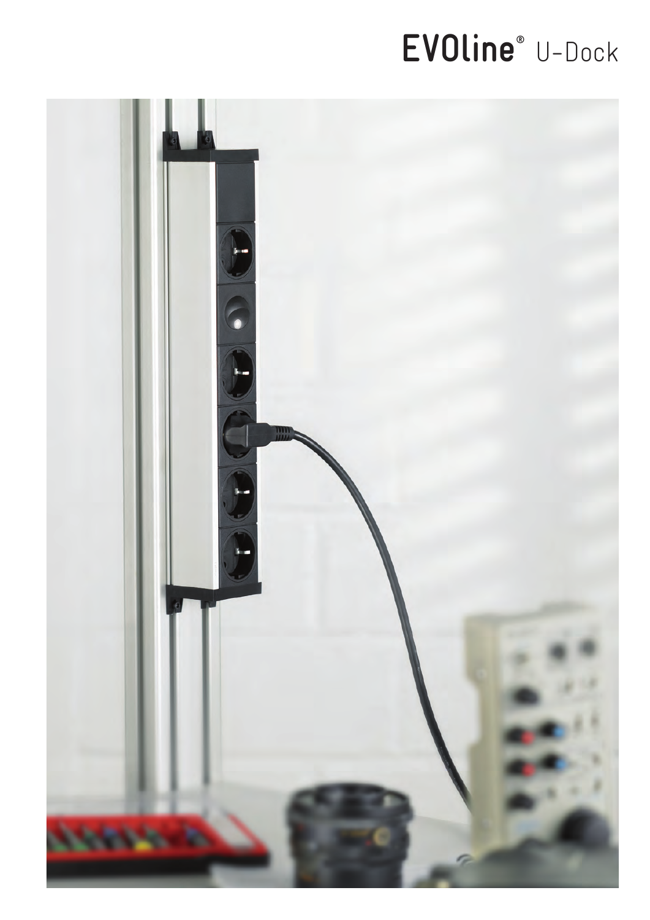# EVOline® U-Dock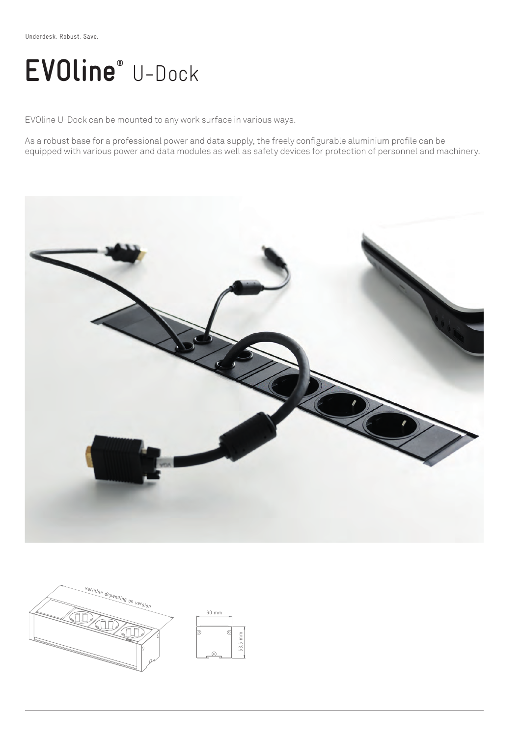Underdesk. Robust. Save.

# EVOline® U-Dock

EVOline U-Dock can be mounted to any work surface in various ways.

As a robust base for a professional power and data supply, the freely configurable aluminium profile can be equipped with various power and data modules as well as safety devices for protection of personnel and machinery.

variable depending on version

60 mm

53,5 mm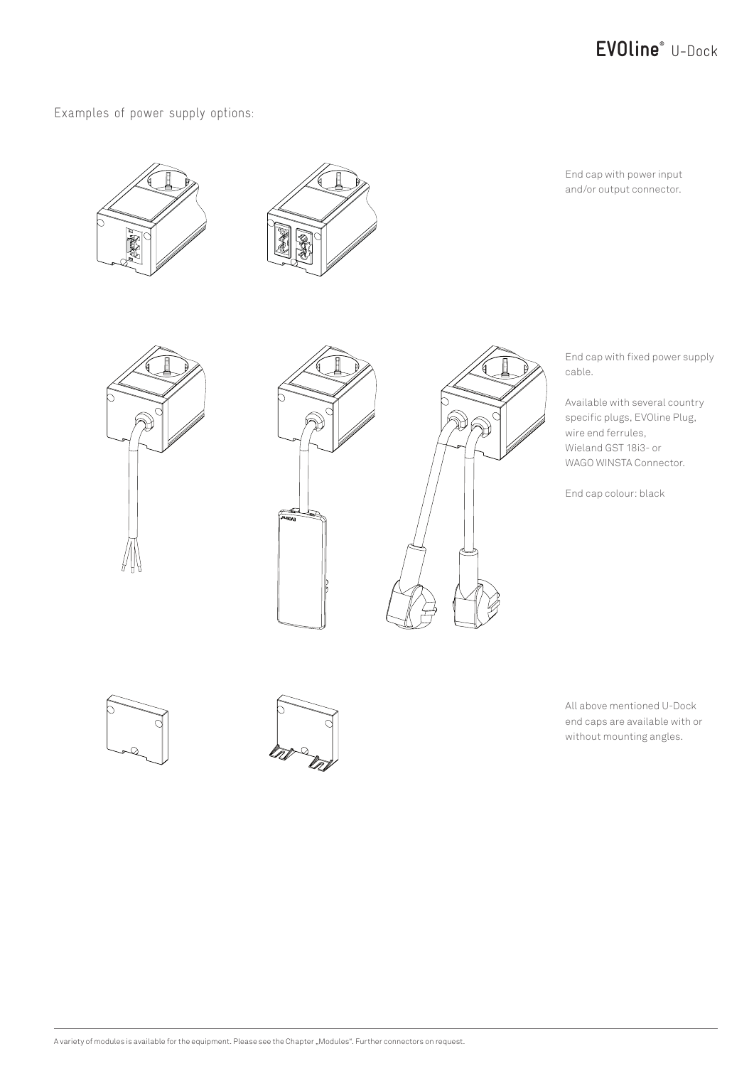Examples of power supply options:

End cap with power input and/or output connector.

End cap with fixed power supply cable.

Available with several country specific plugs, EVOline Plug, wire end ferrules, Wieland GST 18i3- or WAGO WINSTA Connector.

End cap colour: black

All above mentioned U-Dock end caps are available with or without mounting angles.

A variety of modules is available for the equipment. Please see the Chapter „Modules". Further connectors on request.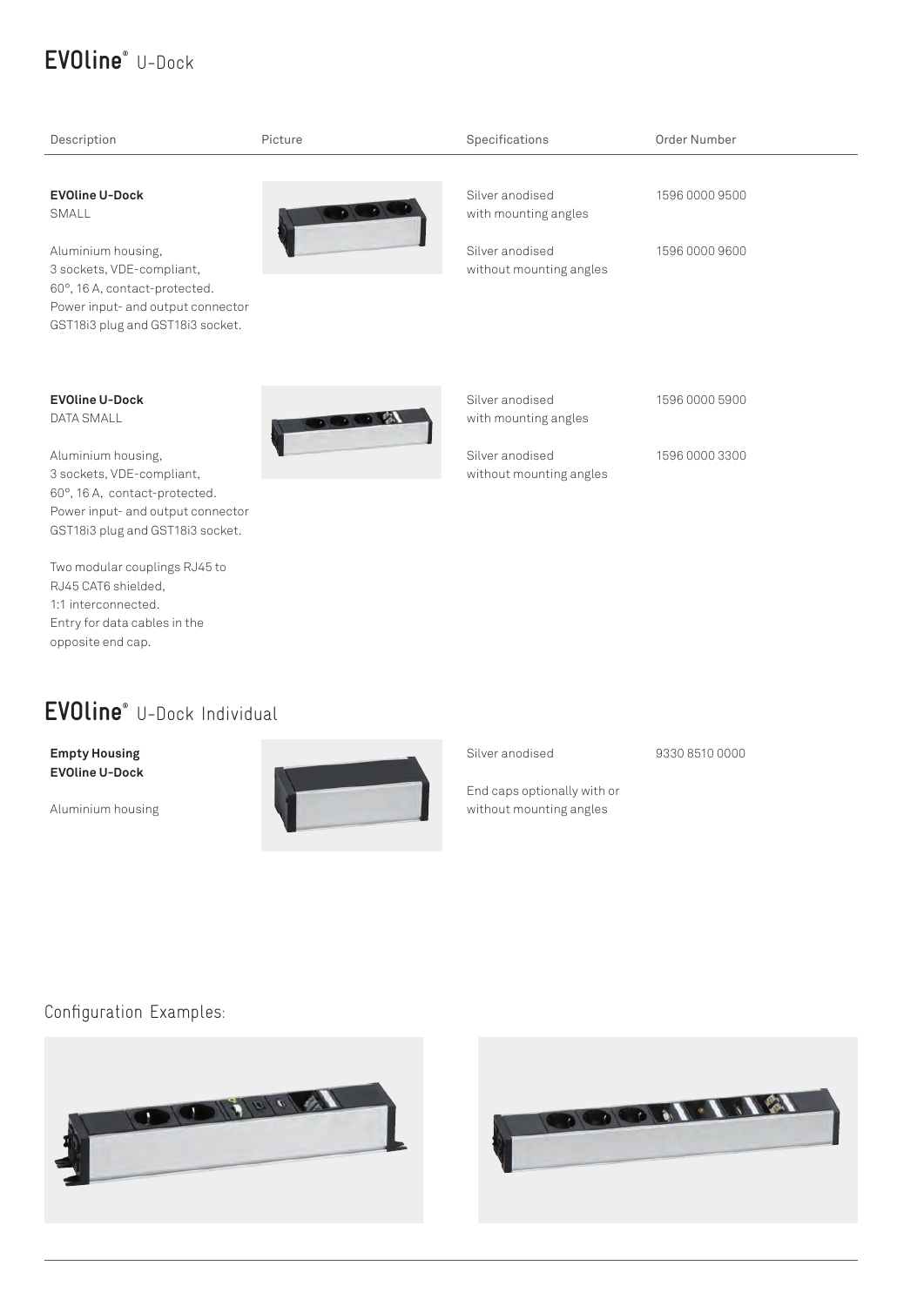# EVOline® U-Dock

| Description | Picture | Specifications | Order Number |
|---|---|---|---|
| **EVOline U-Dock**<br>SMALL<br><br>Aluminium housing, 3 sockets, VDE-compliant, 60°, 16 A, contact-protected. Power input- and output connector GST18i3 plug and GST18i3 socket. | | Silver anodised with mounting angles<br><br>Silver anodised without mounting angles | 1596 0000 9500<br><br>1596 0000 9600 |
| **EVOline U-Dock**<br>DATA SMALL<br><br>Aluminium housing, 3 sockets, VDE-compliant, 60°, 16 A, contact-protected. Power input- and output connector GST18i3 plug and GST18i3 socket.<br><br>Two modular couplings RJ45 to RJ45 CAT6 shielded, 1:1 interconnected. Entry for data cables in the opposite end cap. | | Silver anodised with mounting angles<br><br>Silver anodised without mounting angles | 1596 0000 5900<br><br>1596 0000 3300 |

# EVOline® U-Dock Individual

| Description | Picture | Specifications | Order Number |
|---|---|---|---|
| **Empty Housing**<br>**EVOline U-Dock**<br><br>Aluminium housing | | Silver anodised<br><br>End caps optionally with or without mounting angles | 9330 8510 0000 |

## Configuration Examples: